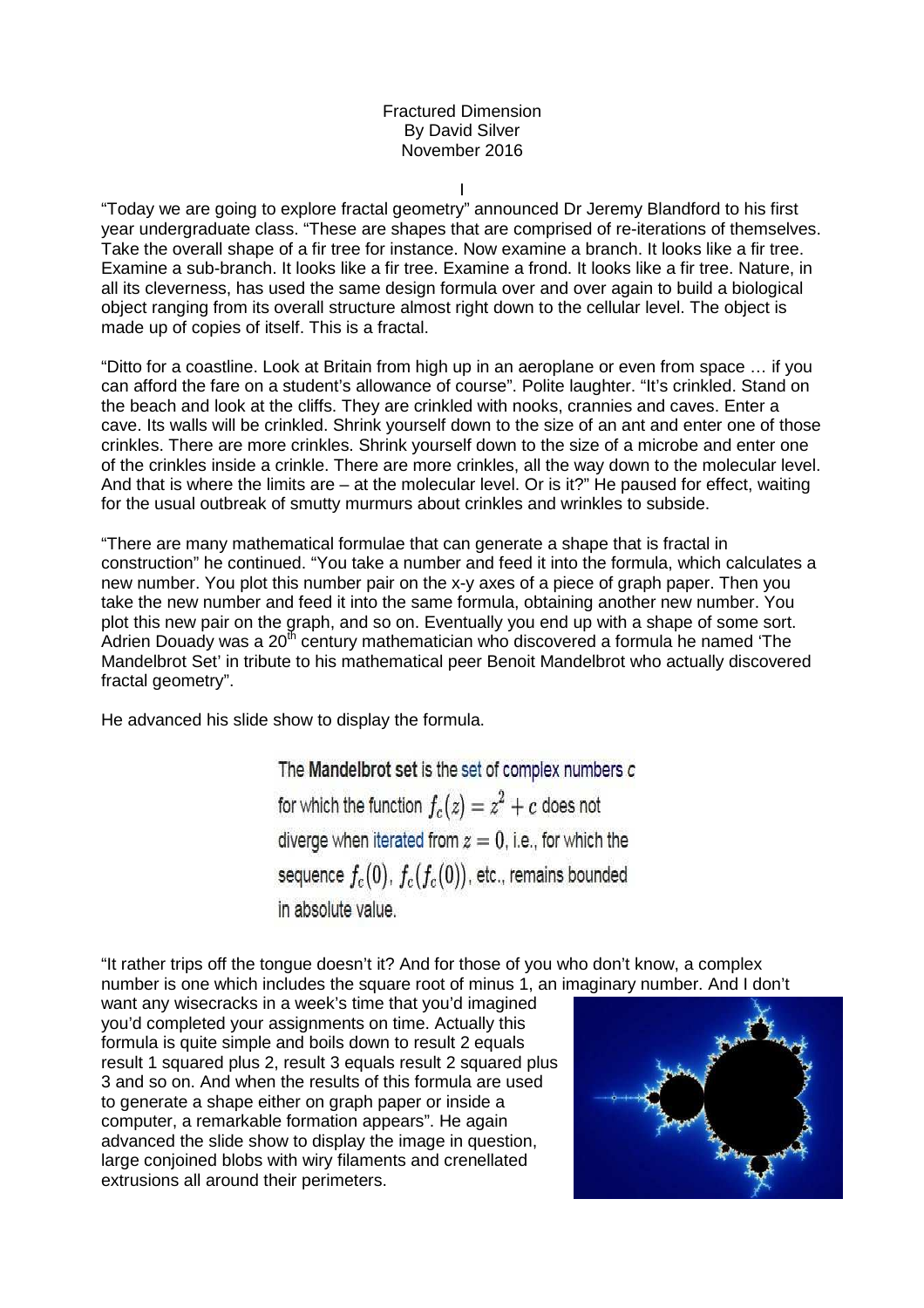Fractured Dimension
By David Silver
November 2016

I

"Today we are going to explore fractal geometry" announced Dr Jeremy Blandford to his first year undergraduate class. "These are shapes that are comprised of re-iterations of themselves. Take the overall shape of a fir tree for instance. Now examine a branch. It looks like a fir tree. Examine a sub-branch. It looks like a fir tree. Examine a frond. It looks like a fir tree. Nature, in all its cleverness, has used the same design formula over and over again to build a biological object ranging from its overall structure almost right down to the cellular level. The object is made up of copies of itself. This is a fractal.

"Ditto for a coastline. Look at Britain from high up in an aeroplane or even from space … if you can afford the fare on a student's allowance of course". Polite laughter. "It's crinkled. Stand on the beach and look at the cliffs. They are crinkled with nooks, crannies and caves. Enter a cave. Its walls will be crinkled. Shrink yourself down to the size of an ant and enter one of those crinkles. There are more crinkles. Shrink yourself down to the size of a microbe and enter one of the crinkles inside a crinkle. There are more crinkles, all the way down to the molecular level. And that is where the limits are – at the molecular level. Or is it?" He paused for effect, waiting for the usual outbreak of smutty murmurs about crinkles and wrinkles to subside.

"There are many mathematical formulae that can generate a shape that is fractal in construction" he continued. "You take a number and feed it into the formula, which calculates a new number. You plot this number pair on the x-y axes of a piece of graph paper. Then you take the new number and feed it into the same formula, obtaining another new number. You plot this new pair on the graph, and so on. Eventually you end up with a shape of some sort. Adrien Douady was a 20th century mathematician who discovered a formula he named 'The Mandelbrot Set' in tribute to his mathematical peer Benoit Mandelbrot who actually discovered fractal geometry".

He advanced his slide show to display the formula.

> The **Mandelbrot set** is the set of complex numbers $c$ for which the function $f_c(z) = z^2 + c$ does not diverge when iterated from $z = 0$, i.e., for which the sequence $f_c(0)$, $f_c(f_c(0))$, etc., remains bounded in absolute value.

"It rather trips off the tongue doesn't it? And for those of you who don't know, a complex number is one which includes the square root of minus 1, an imaginary number. And I don't want any wisecracks in a week's time that you'd imagined you'd completed your assignments on time. Actually this formula is quite simple and boils down to result 2 equals result 1 squared plus 2, result 3 equals result 2 squared plus 3 and so on. And when the results of this formula are used to generate a shape either on graph paper or inside a computer, a remarkable formation appears". He again advanced the slide show to display the image in question, large conjoined blobs with wiry filaments and crenellated extrusions all around their perimeters.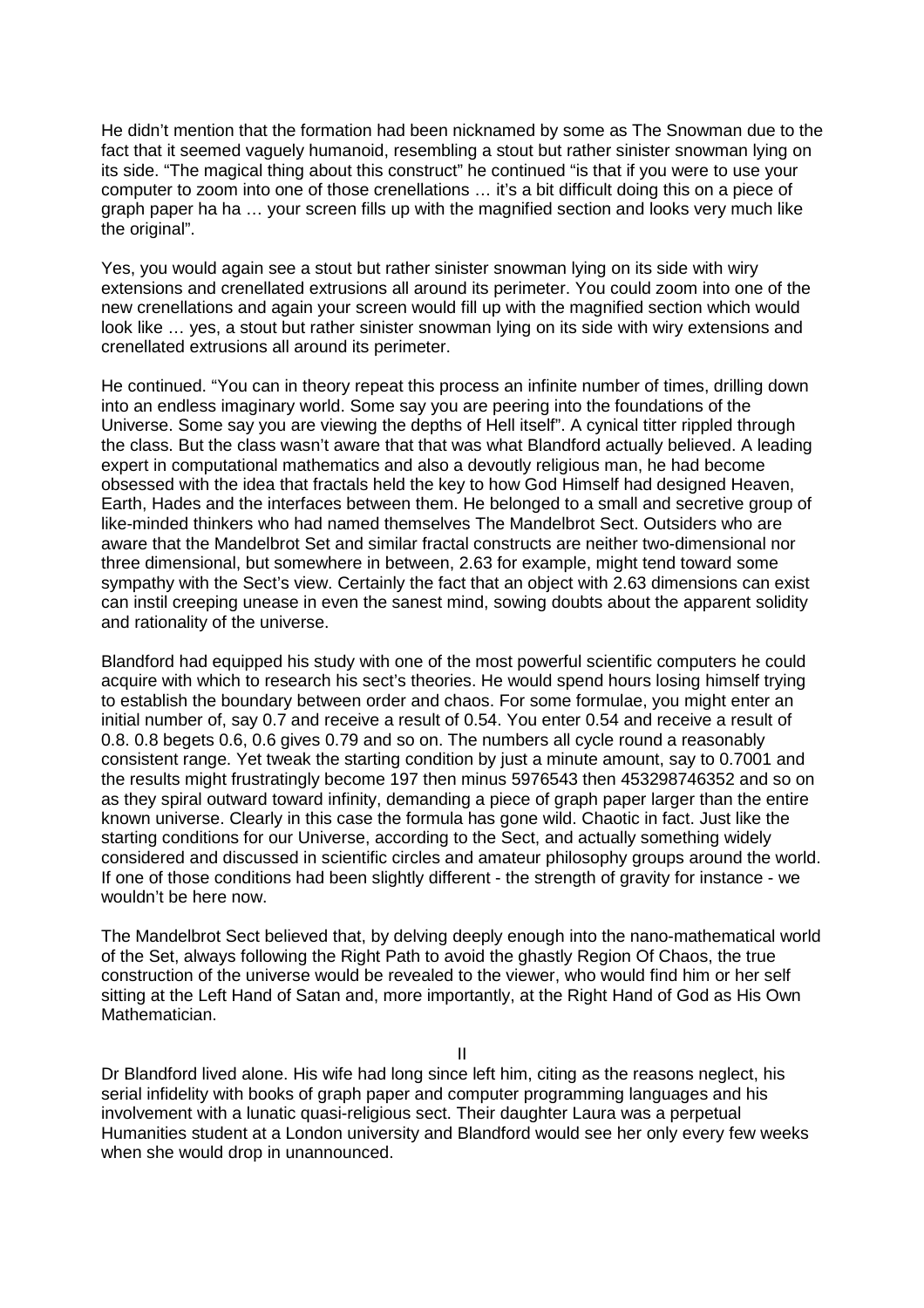He didn't mention that the formation had been nicknamed by some as The Snowman due to the fact that it seemed vaguely humanoid, resembling a stout but rather sinister snowman lying on its side. "The magical thing about this construct" he continued "is that if you were to use your computer to zoom into one of those crenellations … it's a bit difficult doing this on a piece of graph paper ha ha … your screen fills up with the magnified section and looks very much like the original".

Yes, you would again see a stout but rather sinister snowman lying on its side with wiry extensions and crenellated extrusions all around its perimeter. You could zoom into one of the new crenellations and again your screen would fill up with the magnified section which would look like … yes, a stout but rather sinister snowman lying on its side with wiry extensions and crenellated extrusions all around its perimeter.

He continued. "You can in theory repeat this process an infinite number of times, drilling down into an endless imaginary world. Some say you are peering into the foundations of the Universe. Some say you are viewing the depths of Hell itself". A cynical titter rippled through the class. But the class wasn't aware that that was what Blandford actually believed. A leading expert in computational mathematics and also a devoutly religious man, he had become obsessed with the idea that fractals held the key to how God Himself had designed Heaven, Earth, Hades and the interfaces between them. He belonged to a small and secretive group of like-minded thinkers who had named themselves The Mandelbrot Sect. Outsiders who are aware that the Mandelbrot Set and similar fractal constructs are neither two-dimensional nor three dimensional, but somewhere in between, 2.63 for example, might tend toward some sympathy with the Sect's view. Certainly the fact that an object with 2.63 dimensions can exist can instil creeping unease in even the sanest mind, sowing doubts about the apparent solidity and rationality of the universe.

Blandford had equipped his study with one of the most powerful scientific computers he could acquire with which to research his sect's theories. He would spend hours losing himself trying to establish the boundary between order and chaos. For some formulae, you might enter an initial number of, say 0.7 and receive a result of 0.54. You enter 0.54 and receive a result of 0.8. 0.8 begets 0.6, 0.6 gives 0.79 and so on. The numbers all cycle round a reasonably consistent range. Yet tweak the starting condition by just a minute amount, say to 0.7001 and the results might frustratingly become 197 then minus 5976543 then 453298746352 and so on as they spiral outward toward infinity, demanding a piece of graph paper larger than the entire known universe. Clearly in this case the formula has gone wild. Chaotic in fact. Just like the starting conditions for our Universe, according to the Sect, and actually something widely considered and discussed in scientific circles and amateur philosophy groups around the world. If one of those conditions had been slightly different - the strength of gravity for instance - we wouldn't be here now.

The Mandelbrot Sect believed that, by delving deeply enough into the nano-mathematical world of the Set, always following the Right Path to avoid the ghastly Region Of Chaos, the true construction of the universe would be revealed to the viewer, who would find him or her self sitting at the Left Hand of Satan and, more importantly, at the Right Hand of God as His Own Mathematician.

## II

Dr Blandford lived alone. His wife had long since left him, citing as the reasons neglect, his serial infidelity with books of graph paper and computer programming languages and his involvement with a lunatic quasi-religious sect. Their daughter Laura was a perpetual Humanities student at a London university and Blandford would see her only every few weeks when she would drop in unannounced.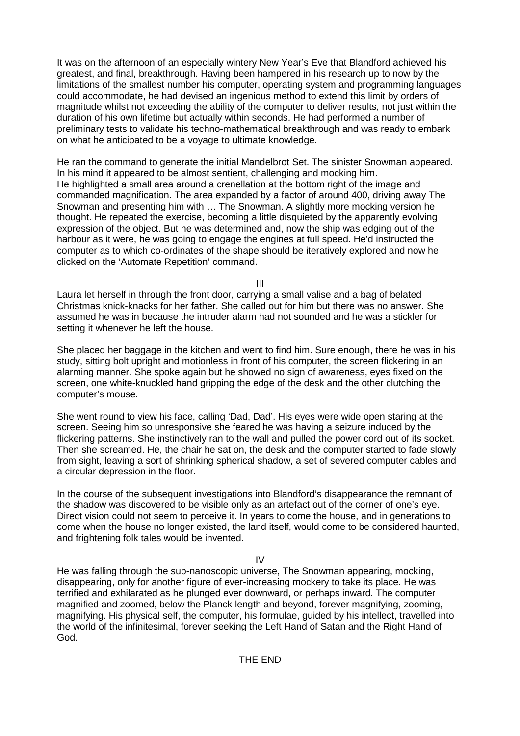It was on the afternoon of an especially wintery New Year's Eve that Blandford achieved his greatest, and final, breakthrough. Having been hampered in his research up to now by the limitations of the smallest number his computer, operating system and programming languages could accommodate, he had devised an ingenious method to extend this limit by orders of magnitude whilst not exceeding the ability of the computer to deliver results, not just within the duration of his own lifetime but actually within seconds. He had performed a number of preliminary tests to validate his techno-mathematical breakthrough and was ready to embark on what he anticipated to be a voyage to ultimate knowledge.

He ran the command to generate the initial Mandelbrot Set. The sinister Snowman appeared. In his mind it appeared to be almost sentient, challenging and mocking him.
He highlighted a small area around a crenellation at the bottom right of the image and commanded magnification. The area expanded by a factor of around 400, driving away The Snowman and presenting him with … The Snowman. A slightly more mocking version he thought. He repeated the exercise, becoming a little disquieted by the apparently evolving expression of the object. But he was determined and, now the ship was edging out of the harbour as it were, he was going to engage the engines at full speed. He'd instructed the computer as to which co-ordinates of the shape should be iteratively explored and now he clicked on the 'Automate Repetition' command.

## III

Laura let herself in through the front door, carrying a small valise and a bag of belated Christmas knick-knacks for her father. She called out for him but there was no answer. She assumed he was in because the intruder alarm had not sounded and he was a stickler for setting it whenever he left the house.

She placed her baggage in the kitchen and went to find him. Sure enough, there he was in his study, sitting bolt upright and motionless in front of his computer, the screen flickering in an alarming manner. She spoke again but he showed no sign of awareness, eyes fixed on the screen, one white-knuckled hand gripping the edge of the desk and the other clutching the computer's mouse.

She went round to view his face, calling 'Dad, Dad'. His eyes were wide open staring at the screen. Seeing him so unresponsive she feared he was having a seizure induced by the flickering patterns. She instinctively ran to the wall and pulled the power cord out of its socket. Then she screamed. He, the chair he sat on, the desk and the computer started to fade slowly from sight, leaving a sort of shrinking spherical shadow, a set of severed computer cables and a circular depression in the floor.

In the course of the subsequent investigations into Blandford's disappearance the remnant of the shadow was discovered to be visible only as an artefact out of the corner of one's eye. Direct vision could not seem to perceive it. In years to come the house, and in generations to come when the house no longer existed, the land itself, would come to be considered haunted, and frightening folk tales would be invented.

## IV

He was falling through the sub-nanoscopic universe, The Snowman appearing, mocking, disappearing, only for another figure of ever-increasing mockery to take its place. He was terrified and exhilarated as he plunged ever downward, or perhaps inward. The computer magnified and zoomed, below the Planck length and beyond, forever magnifying, zooming, magnifying. His physical self, the computer, his formulae, guided by his intellect, travelled into the world of the infinitesimal, forever seeking the Left Hand of Satan and the Right Hand of God.

THE END